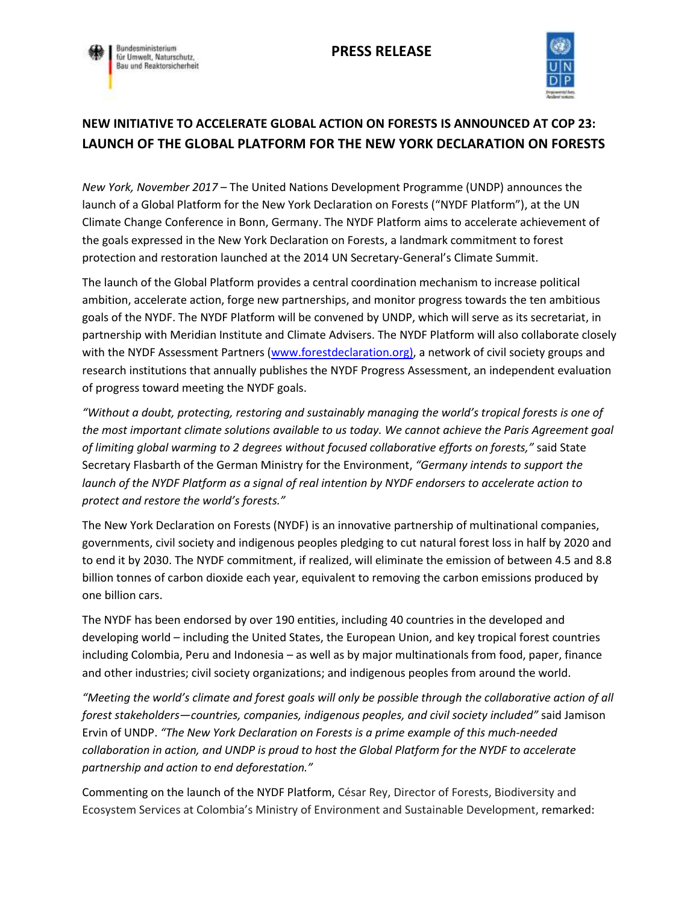Bundesministerium für Umwelt, Naturschutz, Bau und Reaktorsicherheit

**PRESS RELEASE**

# NEW INITIATIVE TO ACCELERATE GLOBAL ACTION ON FORESTS IS ANNOUNCED AT COP 23: LAUNCH OF THE GLOBAL PLATFORM FOR THE NEW YORK DECLARATION ON FORESTS

*New York, November 2017* – The United Nations Development Programme (UNDP) announces the launch of a Global Platform for the New York Declaration on Forests ("NYDF Platform"), at the UN Climate Change Conference in Bonn, Germany. The NYDF Platform aims to accelerate achievement of the goals expressed in the New York Declaration on Forests, a landmark commitment to forest protection and restoration launched at the 2014 UN Secretary-General's Climate Summit.

The launch of the Global Platform provides a central coordination mechanism to increase political ambition, accelerate action, forge new partnerships, and monitor progress towards the ten ambitious goals of the NYDF. The NYDF Platform will be convened by UNDP, which will serve as its secretariat, in partnership with Meridian Institute and Climate Advisers. The NYDF Platform will also collaborate closely with the NYDF Assessment Partners (www.forestdeclaration.org), a network of civil society groups and research institutions that annually publishes the NYDF Progress Assessment, an independent evaluation of progress toward meeting the NYDF goals.

*"Without a doubt, protecting, restoring and sustainably managing the world's tropical forests is one of the most important climate solutions available to us today. We cannot achieve the Paris Agreement goal of limiting global warming to 2 degrees without focused collaborative efforts on forests,"* said State Secretary Flasbarth of the German Ministry for the Environment, *"Germany intends to support the launch of the NYDF Platform as a signal of real intention by NYDF endorsers to accelerate action to protect and restore the world's forests."*

The New York Declaration on Forests (NYDF) is an innovative partnership of multinational companies, governments, civil society and indigenous peoples pledging to cut natural forest loss in half by 2020 and to end it by 2030. The NYDF commitment, if realized, will eliminate the emission of between 4.5 and 8.8 billion tonnes of carbon dioxide each year, equivalent to removing the carbon emissions produced by one billion cars.

The NYDF has been endorsed by over 190 entities, including 40 countries in the developed and developing world – including the United States, the European Union, and key tropical forest countries including Colombia, Peru and Indonesia – as well as by major multinationals from food, paper, finance and other industries; civil society organizations; and indigenous peoples from around the world.

*"Meeting the world's climate and forest goals will only be possible through the collaborative action of all forest stakeholders—countries, companies, indigenous peoples, and civil society included"* said Jamison Ervin of UNDP. *"The New York Declaration on Forests is a prime example of this much-needed collaboration in action, and UNDP is proud to host the Global Platform for the NYDF to accelerate partnership and action to end deforestation."*

Commenting on the launch of the NYDF Platform, César Rey, Director of Forests, Biodiversity and Ecosystem Services at Colombia's Ministry of Environment and Sustainable Development, remarked: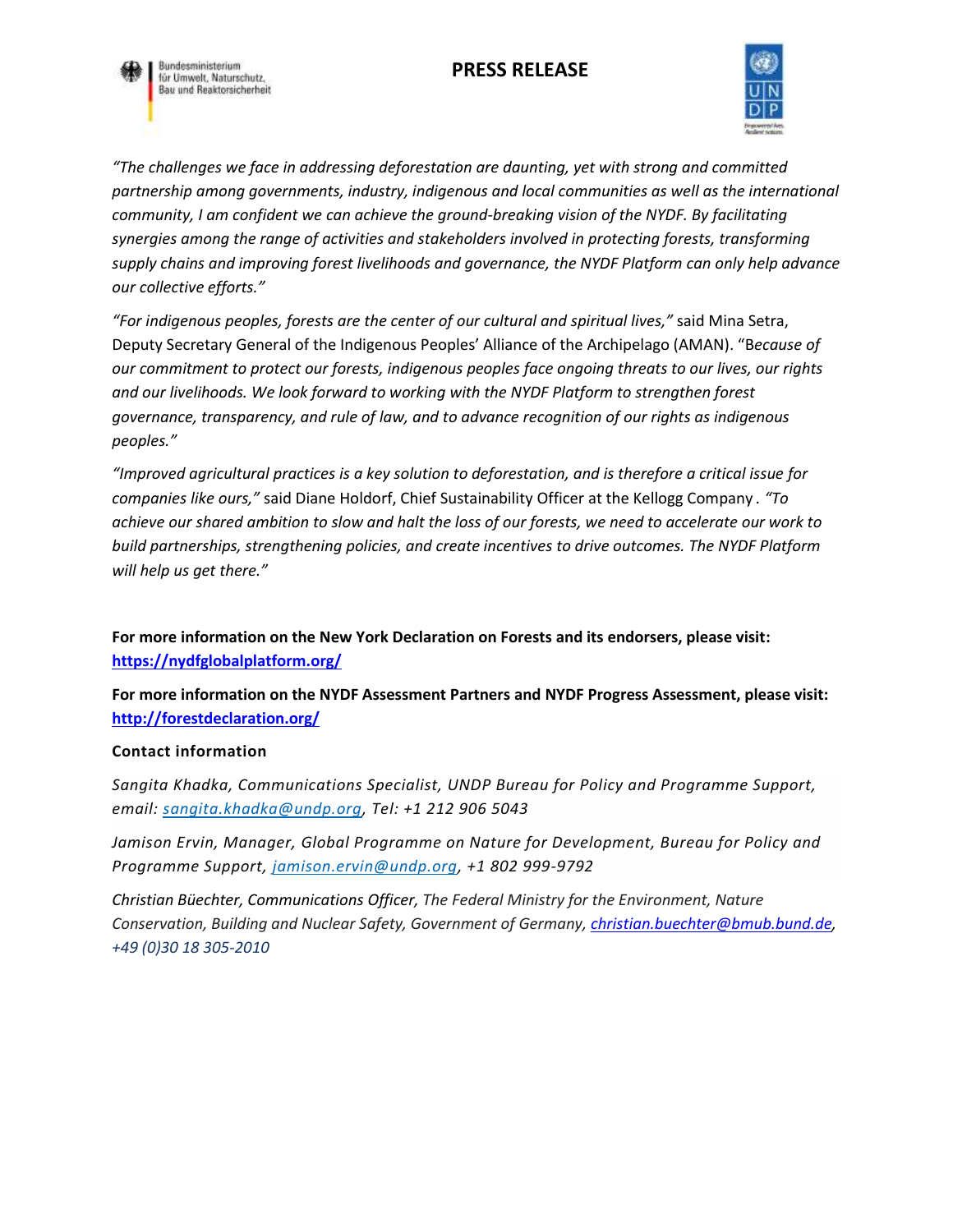*"The challenges we face in addressing deforestation are daunting, yet with strong and committed partnership among governments, industry, indigenous and local communities as well as the international community, I am confident we can achieve the ground-breaking vision of the NYDF. By facilitating synergies among the range of activities and stakeholders involved in protecting forests, transforming supply chains and improving forest livelihoods and governance, the NYDF Platform can only help advance our collective efforts."*

*"For indigenous peoples, forests are the center of our cultural and spiritual lives,"* said Mina Setra, Deputy Secretary General of the Indigenous Peoples' Alliance of the Archipelago (AMAN). "B*ecause of our commitment to protect our forests, indigenous peoples face ongoing threats to our lives, our rights and our livelihoods. We look forward to working with the NYDF Platform to strengthen forest governance, transparency, and rule of law, and to advance recognition of our rights as indigenous peoples."*

*"Improved agricultural practices is a key solution to deforestation, and is therefore a critical issue for companies like ours,"* said Diane Holdorf, Chief Sustainability Officer at the Kellogg Company . *"To achieve our shared ambition to slow and halt the loss of our forests, we need to accelerate our work to build partnerships, strengthening policies, and create incentives to drive outcomes. The NYDF Platform will help us get there."*

**For more information on the New York Declaration on Forests and its endorsers, please visit: https://nydfglobalplatform.org/**

**For more information on the NYDF Assessment Partners and NYDF Progress Assessment, please visit: http://forestdeclaration.org/**

**Contact information**

*Sangita Khadka, Communications Specialist, UNDP Bureau for Policy and Programme Support, email: sangita.khadka@undp.org, Tel: +1 212 906 5043*

*Jamison Ervin, Manager, Global Programme on Nature for Development, Bureau for Policy and Programme Support, jamison.ervin@undp.org, +1 802 999-9792*

*Christian Büechter, Communications Officer, The Federal Ministry for the Environment, Nature Conservation, Building and Nuclear Safety, Government of Germany, christian.buechter@bmub.bund.de, +49 (0)30 18 305-2010*